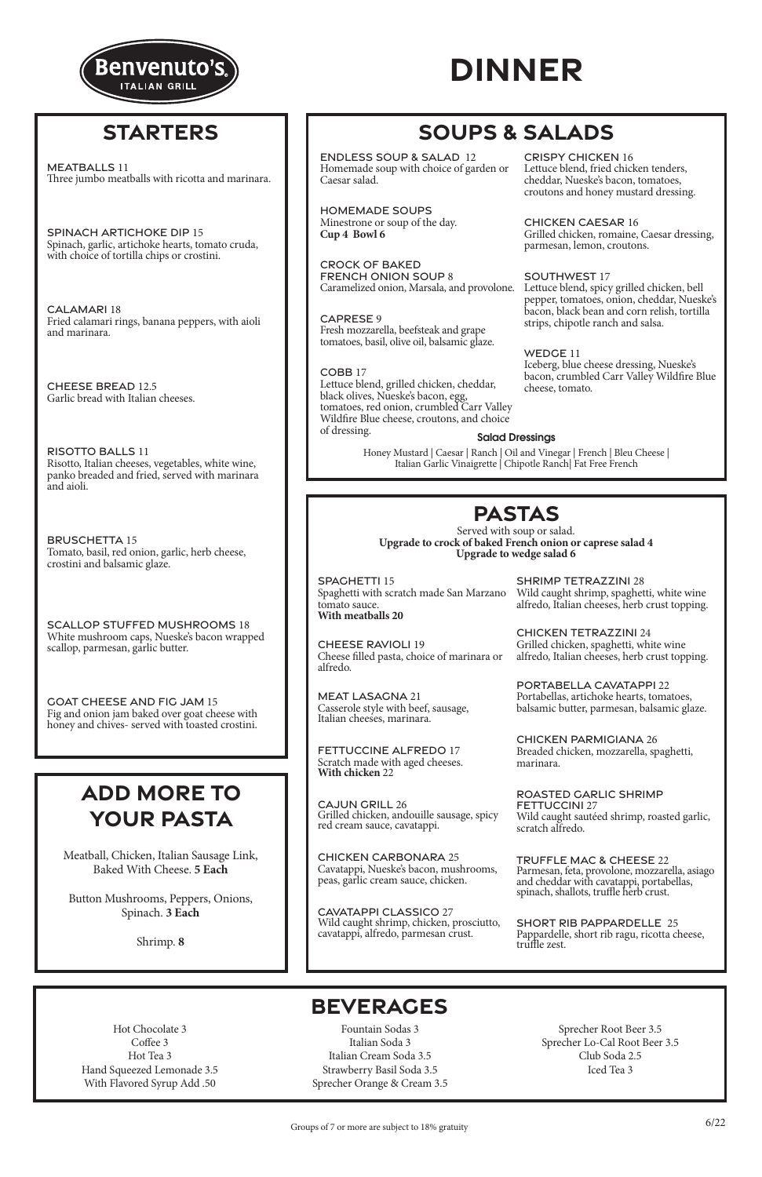Benvenuto's ITALIAN GRILL

# DINNER

## STARTERS

**MEATBALLS** 11
Three jumbo meatballs with ricotta and marinara.

**SPINACH ARTICHOKE DIP** 15
Spinach, garlic, artichoke hearts, tomato cruda, with choice of tortilla chips or crostini.

**CALAMARI** 18
Fried calamari rings, banana peppers, with aioli and marinara.

**CHEESE BREAD** 12.5
Garlic bread with Italian cheeses.

**RISOTTO BALLS** 11
Risotto, Italian cheeses, vegetables, white wine, panko breaded and fried, served with marinara and aioli.

**BRUSCHETTA** 15
Tomato, basil, red onion, garlic, herb cheese, crostini and balsamic glaze.

**SCALLOP STUFFED MUSHROOMS** 18
White mushroom caps, Nueske's bacon wrapped scallop, parmesan, garlic butter.

**GOAT CHEESE AND FIG JAM** 15
Fig and onion jam baked over goat cheese with honey and chives- served with toasted crostini.

## ADD MORE TO YOUR PASTA

Meatball, Chicken, Italian Sausage Link, Baked With Cheese. **5 Each**

Button Mushrooms, Peppers, Onions, Spinach. **3 Each**

Shrimp. **8**

## SOUPS & SALADS

**ENDLESS SOUP & SALAD** 12
Homemade soup with choice of garden or Caesar salad.

**HOMEMADE SOUPS**
Minestrone or soup of the day.
**Cup 4 Bowl 6**

**CROCK OF BAKED FRENCH ONION SOUP** 8
Caramelized onion, Marsala, and provolone.

**CAPRESE** 9
Fresh mozzarella, beefsteak and grape tomatoes, basil, olive oil, balsamic glaze.

**COBB** 17
Lettuce blend, grilled chicken, cheddar, black olives, Nueske's bacon, egg, tomatoes, red onion, crumbled Carr Valley Wildfire Blue cheese, croutons, and choice of dressing.

**CRISPY CHICKEN** 16
Lettuce blend, fried chicken tenders, cheddar, Nueske's bacon, tomatoes, croutons and honey mustard dressing.

**CHICKEN CAESAR** 16
Grilled chicken, romaine, Caesar dressing, parmesan, lemon, croutons.

**SOUTHWEST** 17
Lettuce blend, spicy grilled chicken, bell pepper, tomatoes, onion, cheddar, Nueske's bacon, black bean and corn relish, tortilla strips, chipotle ranch and salsa.

**WEDGE** 11
Iceberg, blue cheese dressing, Nueske's bacon, crumbled Carr Valley Wildfire Blue cheese, tomato.

**Salad Dressings**
Honey Mustard | Caesar | Ranch | Oil and Vinegar | French | Bleu Cheese | Italian Garlic Vinaigrette | Chipotle Ranch| Fat Free French

## PASTAS

Served with soup or salad.
**Upgrade to crock of baked French onion or caprese salad 4**
**Upgrade to wedge salad 6**

**SPAGHETTI** 15
Spaghetti with scratch made San Marzano tomato sauce.
**With meatballs 20**

**CHEESE RAVIOLI** 19
Cheese filled pasta, choice of marinara or alfredo.

**MEAT LASAGNA** 21
Casserole style with beef, sausage, Italian cheeses, marinara.

**FETTUCCINE ALFREDO** 17
Scratch made with aged cheeses.
**With chicken** 22

**CAJUN GRILL** 26
Grilled chicken, andouille sausage, spicy red cream sauce, cavatappi.

**CHICKEN CARBONARA** 25
Cavatappi, Nueske's bacon, mushrooms, peas, garlic cream sauce, chicken.

**CAVATAPPI CLASSICO** 27
Wild caught shrimp, chicken, prosciutto, cavatappi, alfredo, parmesan crust.

**SHRIMP TETRAZZINI** 28
Wild caught shrimp, spaghetti, white wine alfredo, Italian cheeses, herb crust topping.

**CHICKEN TETRAZZINI** 24
Grilled chicken, spaghetti, white wine alfredo, Italian cheeses, herb crust topping.

**PORTABELLA CAVATAPPI** 22
Portabellas, artichoke hearts, tomatoes, balsamic butter, parmesan, balsamic glaze.

**CHICKEN PARMIGIANA** 26
Breaded chicken, mozzarella, spaghetti, marinara.

**ROASTED GARLIC SHRIMP FETTUCCINI** 27
Wild caught sautéed shrimp, roasted garlic, scratch alfredo.

**TRUFFLE MAC & CHEESE** 22
Parmesan, feta, provolone, mozzarella, asiago and cheddar with cavatappi, portabellas, spinach, shallots, truffle herb crust.

**SHORT RIB PAPPARDELLE** 25
Pappardelle, short rib ragu, ricotta cheese, truffle zest.

## BEVERAGES

Hot Chocolate 3
Coffee 3
Hot Tea 3
Hand Squeezed Lemonade 3.5
With Flavored Syrup Add .50

Fountain Sodas 3
Italian Soda 3
Italian Cream Soda 3.5
Strawberry Basil Soda 3.5
Sprecher Orange & Cream 3.5

Sprecher Root Beer 3.5
Sprecher Lo-Cal Root Beer 3.5
Club Soda 2.5
Iced Tea 3

Groups of 7 or more are subject to 18% gratuity

6/22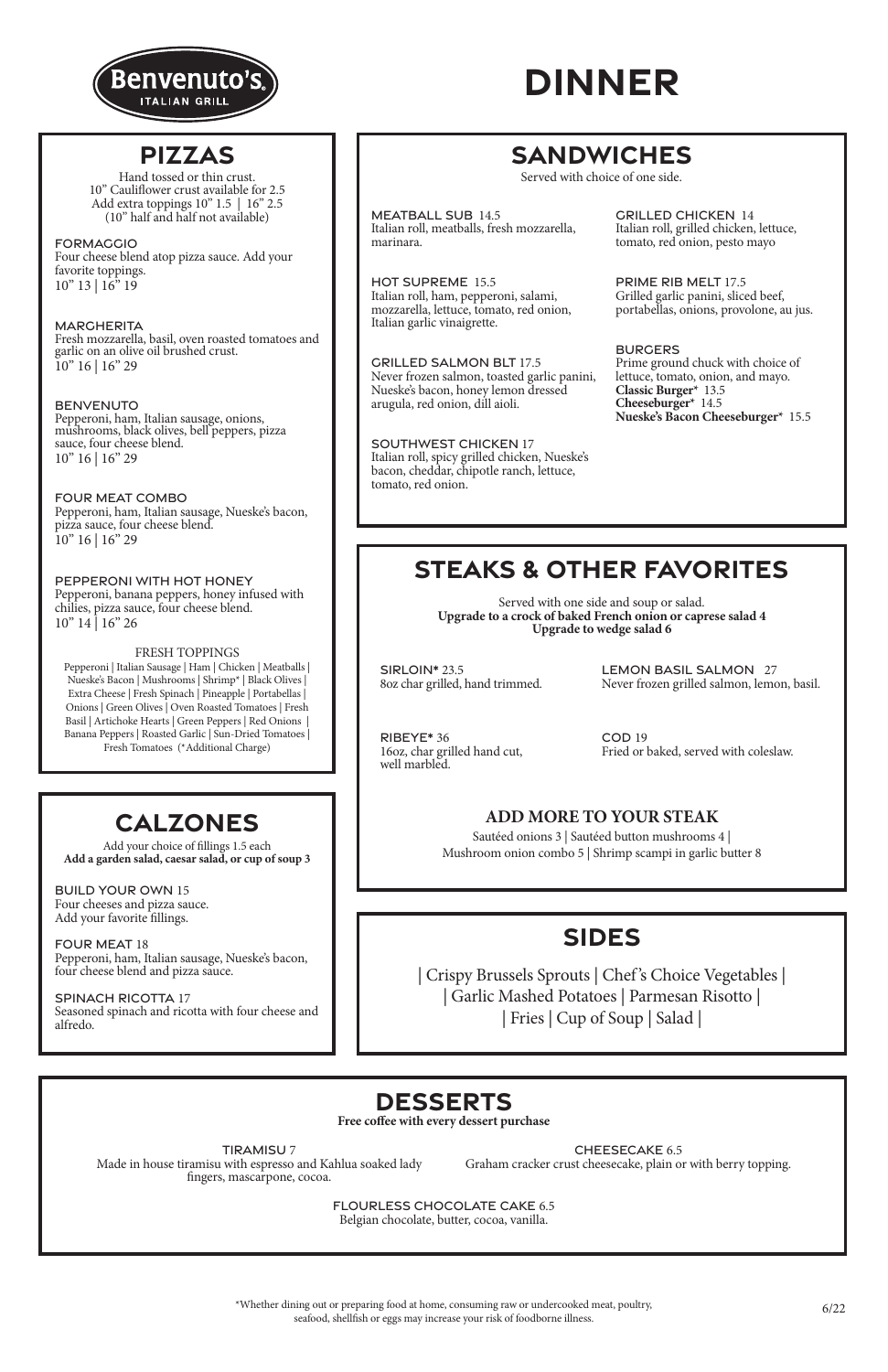Benvenuto's ITALIAN GRILL

# DINNER

## PIZZAS

Hand tossed or thin crust.
10" Cauliflower crust available for 2.5
Add extra toppings 10" 1.5 | 16" 2.5
(10" half and half not available)

**FORMAGGIO**
Four cheese blend atop pizza sauce. Add your favorite toppings.
10" 13 | 16" 19

**MARGHERITA**
Fresh mozzarella, basil, oven roasted tomatoes and garlic on an olive oil brushed crust.
10" 16 | 16" 29

**BENVENUTO**
Pepperoni, ham, Italian sausage, onions, mushrooms, black olives, bell peppers, pizza sauce, four cheese blend.
10" 16 | 16" 29

**FOUR MEAT COMBO**
Pepperoni, ham, Italian sausage, Nueske's bacon, pizza sauce, four cheese blend.
10" 16 | 16" 29

**PEPPERONI WITH HOT HONEY**
Pepperoni, banana peppers, honey infused with chilies, pizza sauce, four cheese blend.
10" 14 | 16" 26

FRESH TOPPINGS
Pepperoni | Italian Sausage | Ham | Chicken | Meatballs | Nueske's Bacon | Mushrooms | Shrimp* | Black Olives | Extra Cheese | Fresh Spinach | Pineapple | Portabellas | Onions | Green Olives | Oven Roasted Tomatoes | Fresh Basil | Artichoke Hearts | Green Peppers | Red Onions | Banana Peppers | Roasted Garlic | Sun-Dried Tomatoes | Fresh Tomatoes (*Additional Charge)

## CALZONES

Add your choice of fillings 1.5 each
**Add a garden salad, caesar salad, or cup of soup 3**

**BUILD YOUR OWN** 15
Four cheeses and pizza sauce. Add your favorite fillings.

**FOUR MEAT** 18
Pepperoni, ham, Italian sausage, Nueske's bacon, four cheese blend and pizza sauce.

**SPINACH RICOTTA** 17
Seasoned spinach and ricotta with four cheese and alfredo.

## SANDWICHES

Served with choice of one side.

**MEATBALL SUB** 14.5
Italian roll, meatballs, fresh mozzarella, marinara.

**HOT SUPREME** 15.5
Italian roll, ham, pepperoni, salami, mozzarella, lettuce, tomato, red onion, Italian garlic vinaigrette.

**GRILLED SALMON BLT** 17.5
Never frozen salmon, toasted garlic panini, Nueske's bacon, honey lemon dressed arugula, red onion, dill aioli.

**SOUTHWEST CHICKEN** 17
Italian roll, spicy grilled chicken, Nueske's bacon, cheddar, chipotle ranch, lettuce, tomato, red onion.

**GRILLED CHICKEN** 14
Italian roll, grilled chicken, lettuce, tomato, red onion, pesto mayo

**PRIME RIB MELT** 17.5
Grilled garlic panini, sliced beef, portabellas, onions, provolone, au jus.

**BURGERS**
Prime ground chuck with choice of lettuce, tomato, onion, and mayo.
**Classic Burger*** 13.5
**Cheeseburger*** 14.5
**Nueske's Bacon Cheeseburger*** 15.5

## STEAKS & OTHER FAVORITES

Served with one side and soup or salad.
**Upgrade to a crock of baked French onion or caprese salad 4**
**Upgrade to wedge salad 6**

**SIRLOIN*** 23.5
8oz char grilled, hand trimmed.

**RIBEYE*** 36
16oz, char grilled hand cut, well marbled.

**LEMON BASIL SALMON** 27
Never frozen grilled salmon, lemon, basil.

**COD** 19
Fried or baked, served with coleslaw.

### ADD MORE TO YOUR STEAK

Sautéed onions 3 | Sautéed button mushrooms 4 | Mushroom onion combo 5 | Shrimp scampi in garlic butter 8

## SIDES

| Crispy Brussels Sprouts | Chef's Choice Vegetables |
| Garlic Mashed Potatoes | Parmesan Risotto |
| Fries | Cup of Soup | Salad |

## DESSERTS

**Free coffee with every dessert purchase**

**TIRAMISU** 7
Made in house tiramisu with espresso and Kahlua soaked lady fingers, mascarpone, cocoa.

**CHEESECAKE** 6.5
Graham cracker crust cheesecake, plain or with berry topping.

**FLOURLESS CHOCOLATE CAKE** 6.5
Belgian chocolate, butter, cocoa, vanilla.

*Whether dining out or preparing food at home, consuming raw or undercooked meat, poultry, seafood, shellfish or eggs may increase your risk of foodborne illness.

6/22